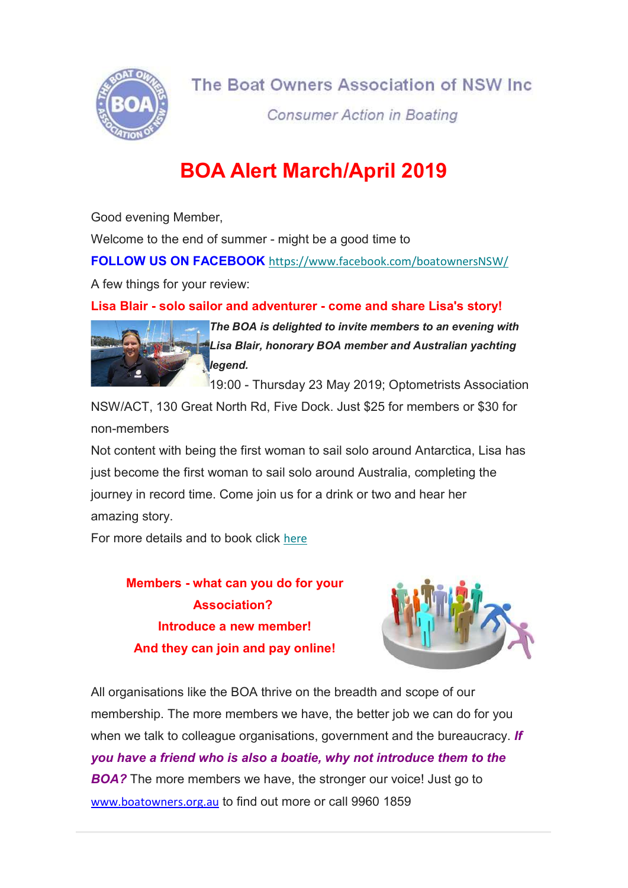The Boat Owners Association of NSW Inc

*Consumer Action in Boating*

# BOA Alert March/April 2019

Good evening Member,

Welcome to the end of summer - might be a good time to

**FOLLOW US ON FACEBOOK** https://www.facebook.com/boatownersNSW/

A few things for your review:

## Lisa Blair - solo sailor and adventurer - come and share Lisa's story!

***The BOA is delighted to invite members to an evening with Lisa Blair, honorary BOA member and Australian yachting legend.***

19:00 - Thursday 23 May 2019; Optometrists Association NSW/ACT, 130 Great North Rd, Five Dock. Just $25 for members or $30 for non-members

Not content with being the first woman to sail solo around Antarctica, Lisa has just become the first woman to sail solo around Australia, completing the journey in record time. Come join us for a drink or two and hear her amazing story.

For more details and to book click here

**Members - what can you do for your Association?**
**Introduce a new member!**
**And they can join and pay online!**

All organisations like the BOA thrive on the breadth and scope of our membership. The more members we have, the better job we can do for you when we talk to colleague organisations, government and the bureaucracy. ***If you have a friend who is also a boatie, why not introduce them to the BOA?*** The more members we have, the stronger our voice! Just go to www.boatowners.org.au to find out more or call 9960 1859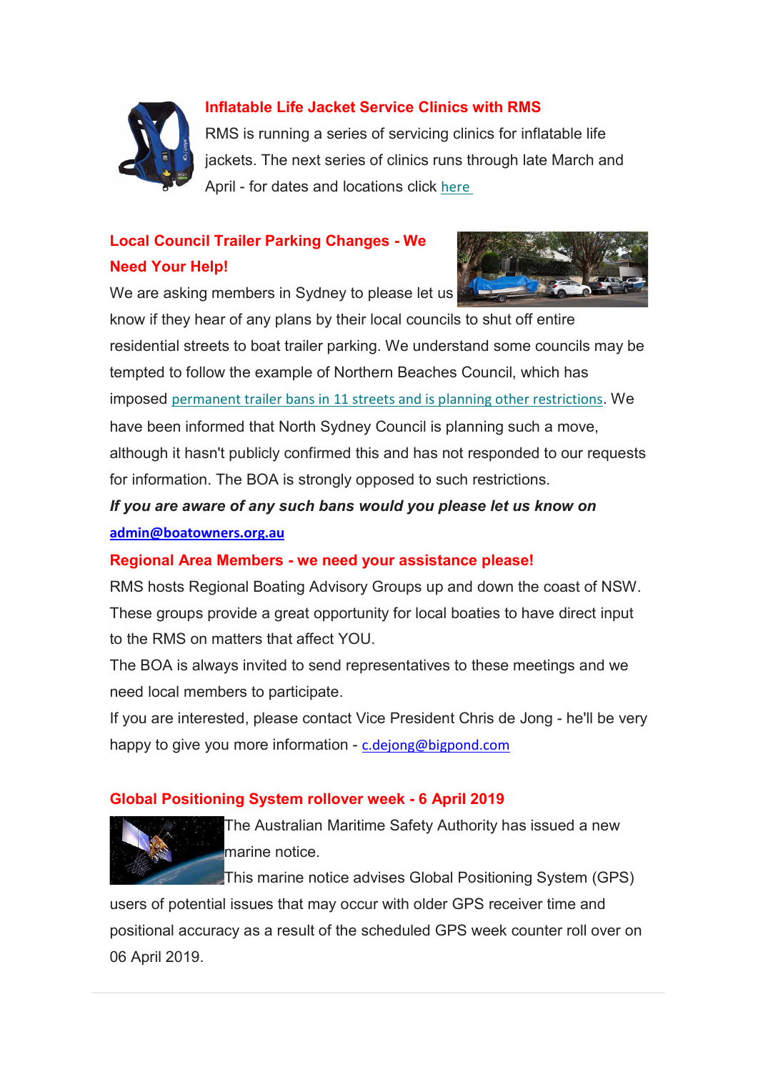### Inflatable Life Jacket Service Clinics with RMS

RMS is running a series of servicing clinics for inflatable life jackets. The next series of clinics runs through late March and April - for dates and locations click here

### Local Council Trailer Parking Changes - We Need Your Help!

We are asking members in Sydney to please let us know if they hear of any plans by their local councils to shut off entire residential streets to boat trailer parking. We understand some councils may be tempted to follow the example of Northern Beaches Council, which has imposed permanent trailer bans in 11 streets and is planning other restrictions. We have been informed that North Sydney Council is planning such a move, although it hasn't publicly confirmed this and has not responded to our requests for information. The BOA is strongly opposed to such restrictions.

***If you are aware of any such bans would you please let us know on*** **admin@boatowners.org.au**

### Regional Area Members - we need your assistance please!

RMS hosts Regional Boating Advisory Groups up and down the coast of NSW. These groups provide a great opportunity for local boaties to have direct input to the RMS on matters that affect YOU.

The BOA is always invited to send representatives to these meetings and we need local members to participate.

If you are interested, please contact Vice President Chris de Jong - he'll be very happy to give you more information - c.dejong@bigpond.com

### Global Positioning System rollover week - 6 April 2019

The Australian Maritime Safety Authority has issued a new marine notice.

This marine notice advises Global Positioning System (GPS) users of potential issues that may occur with older GPS receiver time and positional accuracy as a result of the scheduled GPS week counter roll over on 06 April 2019.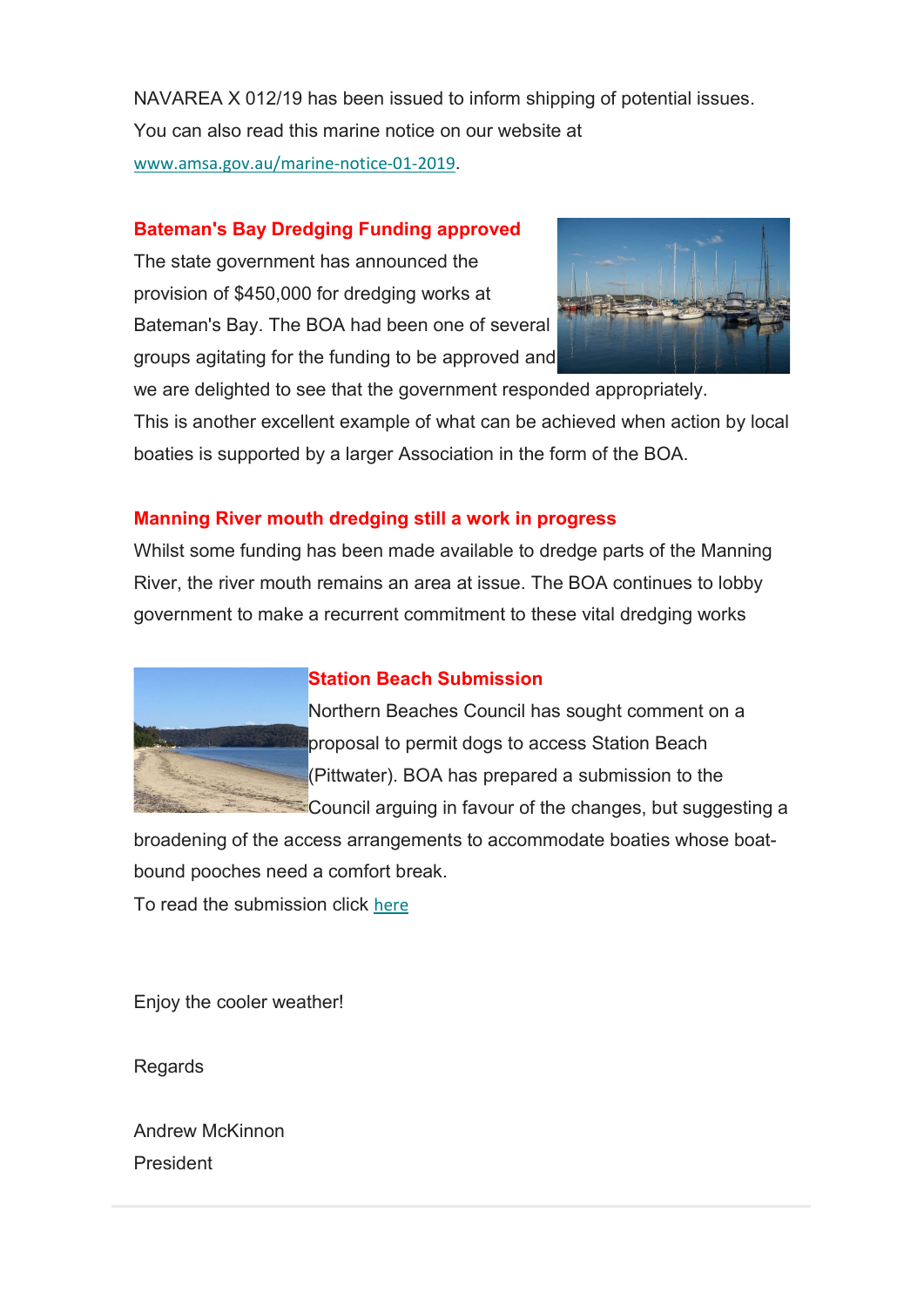NAVAREA X 012/19 has been issued to inform shipping of potential issues. You can also read this marine notice on our website at www.amsa.gov.au/marine-notice-01-2019.

## Bateman's Bay Dredging Funding approved

The state government has announced the provision of $450,000 for dredging works at Bateman's Bay. The BOA had been one of several groups agitating for the funding to be approved and we are delighted to see that the government responded appropriately. This is another excellent example of what can be achieved when action by local boaties is supported by a larger Association in the form of the BOA.

## Manning River mouth dredging still a work in progress

Whilst some funding has been made available to dredge parts of the Manning River, the river mouth remains an area at issue. The BOA continues to lobby government to make a recurrent commitment to these vital dredging works

## Station Beach Submission

Northern Beaches Council has sought comment on a proposal to permit dogs to access Station Beach (Pittwater). BOA has prepared a submission to the Council arguing in favour of the changes, but suggesting a broadening of the access arrangements to accommodate boaties whose boat-bound pooches need a comfort break.

To read the submission click here

Enjoy the cooler weather!

Regards

Andrew McKinnon
President